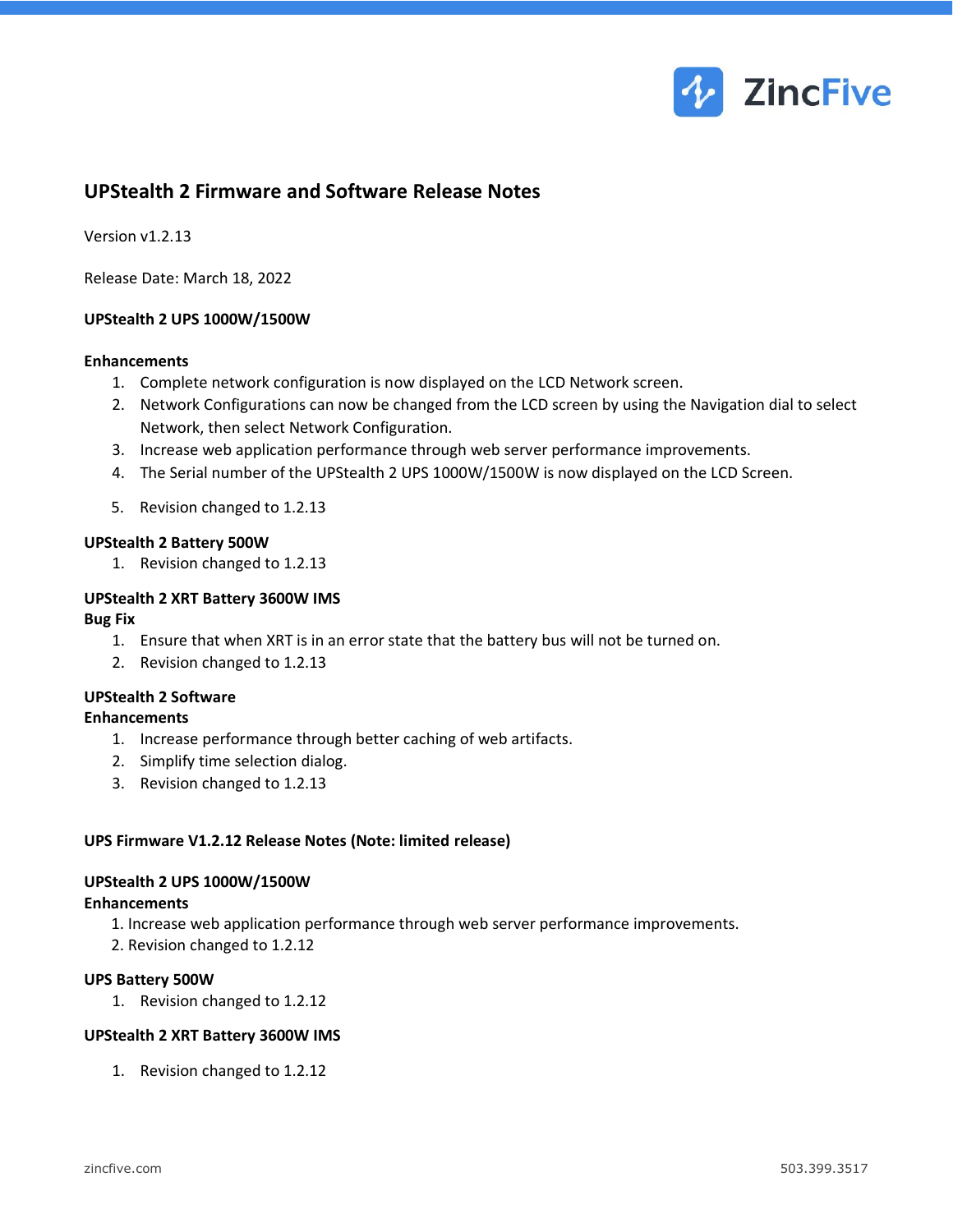## UPStealth 2 Firmware and Software Release Notes

Version v1.2.13

Release Date: March 18, 2022

**UPStealth 2 UPS 1000W/1500W**

**Enhancements**

1. Complete network configuration is now displayed on the LCD Network screen.
2. Network Configurations can now be changed from the LCD screen by using the Navigation dial to select Network, then select Network Configuration.
3. Increase web application performance through web server performance improvements.
4. The Serial number of the UPStealth 2 UPS 1000W/1500W is now displayed on the LCD Screen.
5. Revision changed to 1.2.13

**UPStealth 2 Battery 500W**

1. Revision changed to 1.2.13

**UPStealth 2 XRT Battery 3600W IMS**

**Bug Fix**

1. Ensure that when XRT is in an error state that the battery bus will not be turned on.
2. Revision changed to 1.2.13

**UPStealth 2 Software**

**Enhancements**

1. Increase performance through better caching of web artifacts.
2. Simplify time selection dialog.
3. Revision changed to 1.2.13

**UPS Firmware V1.2.12 Release Notes (Note: limited release)**

**UPStealth 2 UPS 1000W/1500W**

**Enhancements**

1. Increase web application performance through web server performance improvements.
2. Revision changed to 1.2.12

**UPS Battery 500W**

1. Revision changed to 1.2.12

**UPStealth 2 XRT Battery 3600W IMS**

1. Revision changed to 1.2.12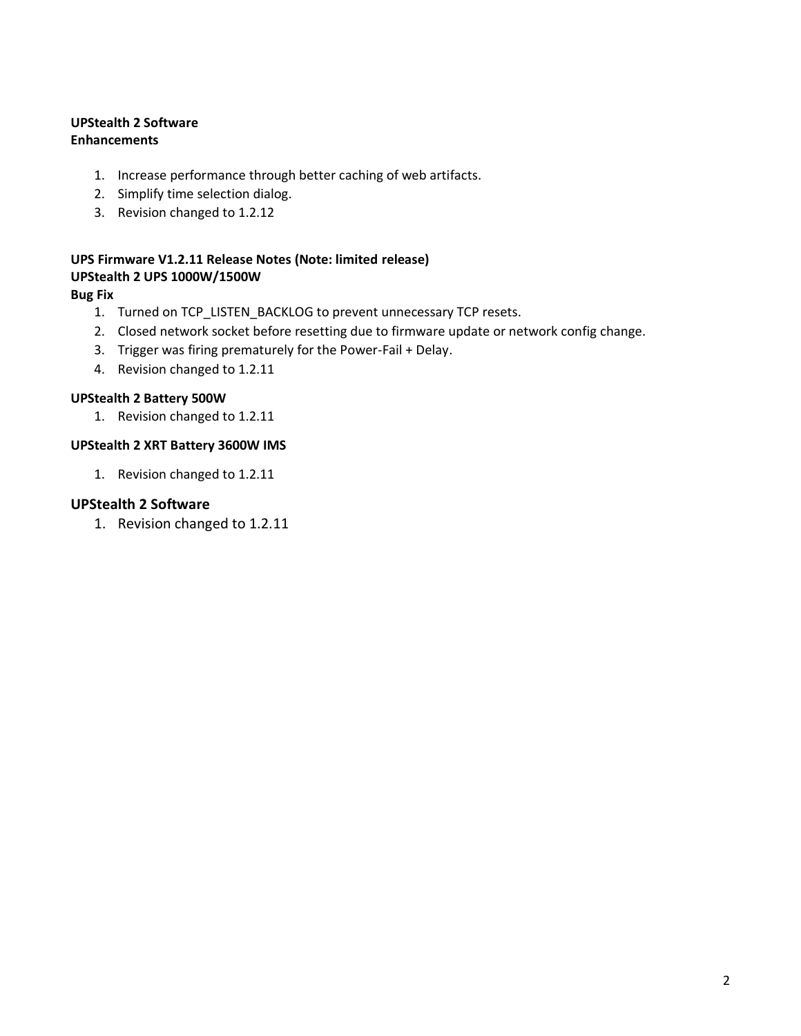**UPStealth 2 Software**
**Enhancements**

1. Increase performance through better caching of web artifacts.
2. Simplify time selection dialog.
3. Revision changed to 1.2.12

**UPS Firmware V1.2.11 Release Notes (Note: limited release)**
**UPStealth 2 UPS 1000W/1500W**
**Bug Fix**

1. Turned on TCP_LISTEN_BACKLOG to prevent unnecessary TCP resets.
2. Closed network socket before resetting due to firmware update or network config change.
3. Trigger was firing prematurely for the Power-Fail + Delay.
4. Revision changed to 1.2.11

**UPStealth 2 Battery 500W**

1. Revision changed to 1.2.11

**UPStealth 2 XRT Battery 3600W IMS**

1. Revision changed to 1.2.11

### UPStealth 2 Software

1. Revision changed to 1.2.11